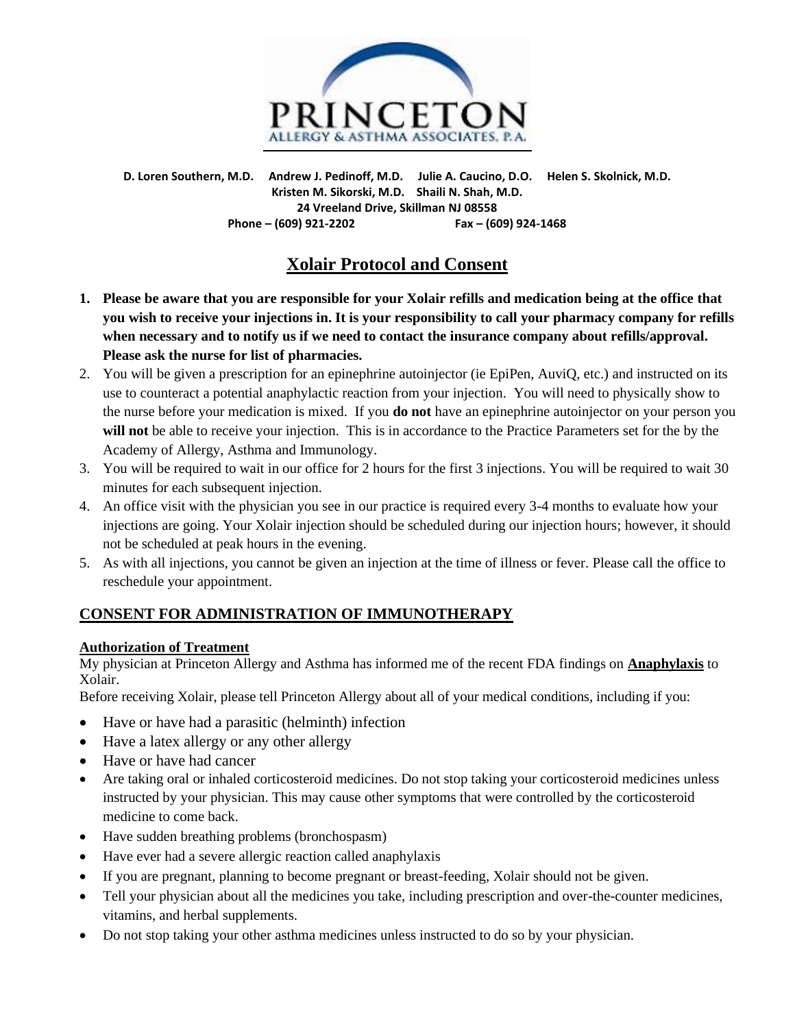**PRINCETON**
ALLERGY & ASTHMA ASSOCIATES, P.A.

**D. Loren Southern, M.D. Andrew J. Pedinoff, M.D. Julie A. Caucino, D.O. Helen S. Skolnick, M.D.**
**Kristen M. Sikorski, M.D. Shaili N. Shah, M.D.**
**24 Vreeland Drive, Skillman NJ 08558**
**Phone – (609) 921-2202 Fax – (609) 924-1468**

# Xolair Protocol and Consent

1. **Please be aware that you are responsible for your Xolair refills and medication being at the office that you wish to receive your injections in. It is your responsibility to call your pharmacy company for refills when necessary and to notify us if we need to contact the insurance company about refills/approval. Please ask the nurse for list of pharmacies.**
2. You will be given a prescription for an epinephrine autoinjector (ie EpiPen, AuviQ, etc.) and instructed on its use to counteract a potential anaphylactic reaction from your injection. You will need to physically show to the nurse before your medication is mixed. If you **do not** have an epinephrine autoinjector on your person you **will not** be able to receive your injection. This is in accordance to the Practice Parameters set for the by the Academy of Allergy, Asthma and Immunology.
3. You will be required to wait in our office for 2 hours for the first 3 injections. You will be required to wait 30 minutes for each subsequent injection.
4. An office visit with the physician you see in our practice is required every 3-4 months to evaluate how your injections are going. Your Xolair injection should be scheduled during our injection hours; however, it should not be scheduled at peak hours in the evening.
5. As with all injections, you cannot be given an injection at the time of illness or fever. Please call the office to reschedule your appointment.

## CONSENT FOR ADMINISTRATION OF IMMUNOTHERAPY

### Authorization of Treatment

My physician at Princeton Allergy and Asthma has informed me of the recent FDA findings on **Anaphylaxis** to Xolair.

Before receiving Xolair, please tell Princeton Allergy about all of your medical conditions, including if you:

- Have or have had a parasitic (helminth) infection
- Have a latex allergy or any other allergy
- Have or have had cancer
- Are taking oral or inhaled corticosteroid medicines. Do not stop taking your corticosteroid medicines unless instructed by your physician. This may cause other symptoms that were controlled by the corticosteroid medicine to come back.
- Have sudden breathing problems (bronchospasm)
- Have ever had a severe allergic reaction called anaphylaxis
- If you are pregnant, planning to become pregnant or breast-feeding, Xolair should not be given.
- Tell your physician about all the medicines you take, including prescription and over-the-counter medicines, vitamins, and herbal supplements.
- Do not stop taking your other asthma medicines unless instructed to do so by your physician.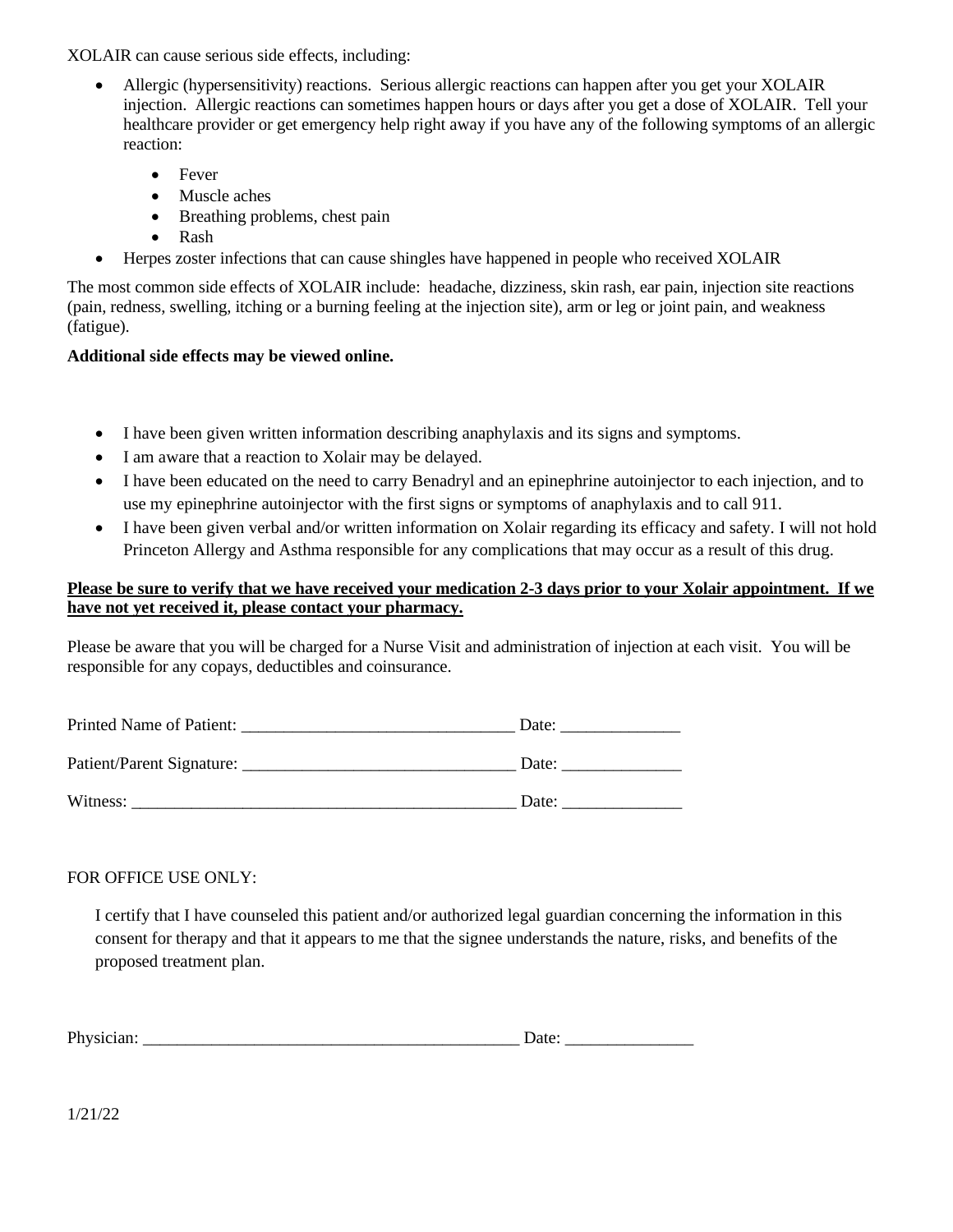XOLAIR can cause serious side effects, including:

- Allergic (hypersensitivity) reactions. Serious allergic reactions can happen after you get your XOLAIR injection. Allergic reactions can sometimes happen hours or days after you get a dose of XOLAIR. Tell your healthcare provider or get emergency help right away if you have any of the following symptoms of an allergic reaction:
  - Fever
  - Muscle aches
  - Breathing problems, chest pain
  - Rash
- Herpes zoster infections that can cause shingles have happened in people who received XOLAIR

The most common side effects of XOLAIR include: headache, dizziness, skin rash, ear pain, injection site reactions (pain, redness, swelling, itching or a burning feeling at the injection site), arm or leg or joint pain, and weakness (fatigue).

**Additional side effects may be viewed online.**

- I have been given written information describing anaphylaxis and its signs and symptoms.
- I am aware that a reaction to Xolair may be delayed.
- I have been educated on the need to carry Benadryl and an epinephrine autoinjector to each injection, and to use my epinephrine autoinjector with the first signs or symptoms of anaphylaxis and to call 911.
- I have been given verbal and/or written information on Xolair regarding its efficacy and safety. I will not hold Princeton Allergy and Asthma responsible for any complications that may occur as a result of this drug.

**<u>Please be sure to verify that we have received your medication 2-3 days prior to your Xolair appointment. If we have not yet received it, please contact your pharmacy.</u>**

Please be aware that you will be charged for a Nurse Visit and administration of injection at each visit. You will be responsible for any copays, deductibles and coinsurance.

Printed Name of Patient: ________________________________ Date: ______________

Patient/Parent Signature: ________________________________ Date: ______________

Witness: ______________________________________________ Date: ______________

FOR OFFICE USE ONLY:

I certify that I have counseled this patient and/or authorized legal guardian concerning the information in this consent for therapy and that it appears to me that the signee understands the nature, risks, and benefits of the proposed treatment plan.

Physician: _____________________________________________ Date: _______________

1/21/22